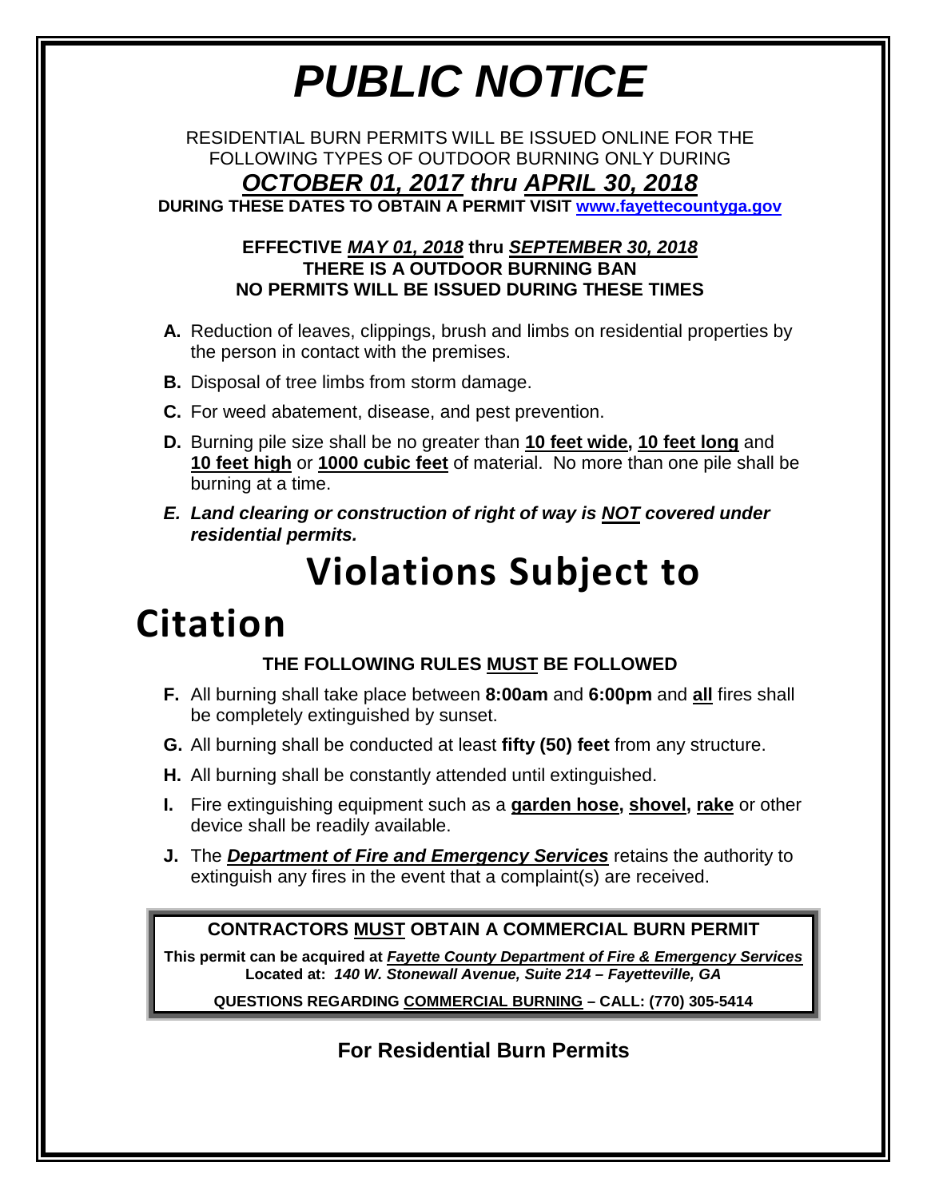# *PUBLIC NOTICE*

RESIDENTIAL BURN PERMITS WILL BE ISSUED ONLINE FOR THE FOLLOWING TYPES OF OUTDOOR BURNING ONLY DURING

***OCTOBER 01, 2017* thru *APRIL 30, 2018***

**DURING THESE DATES TO OBTAIN A PERMIT VISIT [www.fayettecountyga.gov](http://www.fayettecountyga.gov)**

**EFFECTIVE *MAY 01, 2018* thru *SEPTEMBER 30, 2018***
**THERE IS A OUTDOOR BURNING BAN**
**NO PERMITS WILL BE ISSUED DURING THESE TIMES**

- **A.** Reduction of leaves, clippings, brush and limbs on residential properties by the person in contact with the premises.
- **B.** Disposal of tree limbs from storm damage.
- **C.** For weed abatement, disease, and pest prevention.
- **D.** Burning pile size shall be no greater than **10 feet wide, 10 feet long** and **10 feet high** or **1000 cubic feet** of material. No more than one pile shall be burning at a time.
- ***E. Land clearing or construction of right of way is NOT covered under residential permits.***

# Violations Subject to Citation

**THE FOLLOWING RULES MUST BE FOLLOWED**

- **F.** All burning shall take place between **8:00am** and **6:00pm** and **all** fires shall be completely extinguished by sunset.
- **G.** All burning shall be conducted at least **fifty (50) feet** from any structure.
- **H.** All burning shall be constantly attended until extinguished.
- **I.** Fire extinguishing equipment such as a **garden hose, shovel, rake** or other device shall be readily available.
- **J.** The ***Department of Fire and Emergency Services*** retains the authority to extinguish any fires in the event that a complaint(s) are received.

**CONTRACTORS MUST OBTAIN A COMMERCIAL BURN PERMIT**

**This permit can be acquired at *Fayette County Department of Fire & Emergency Services***
**Located at: *140 W. Stonewall Avenue, Suite 214 – Fayetteville, GA***

**QUESTIONS REGARDING COMMERCIAL BURNING – CALL: (770) 305-5414**

**For Residential Burn Permits**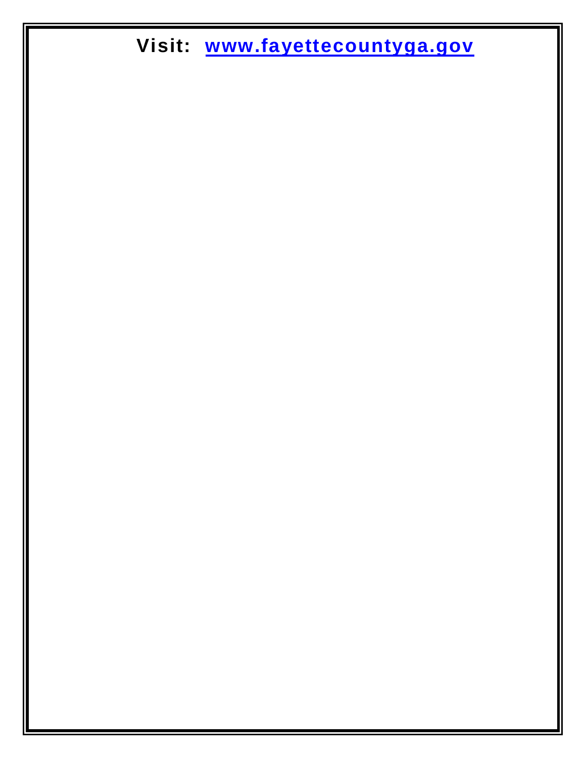**Visit: [www.fayettecountyga.gov](www.fayettecountyga.gov)**